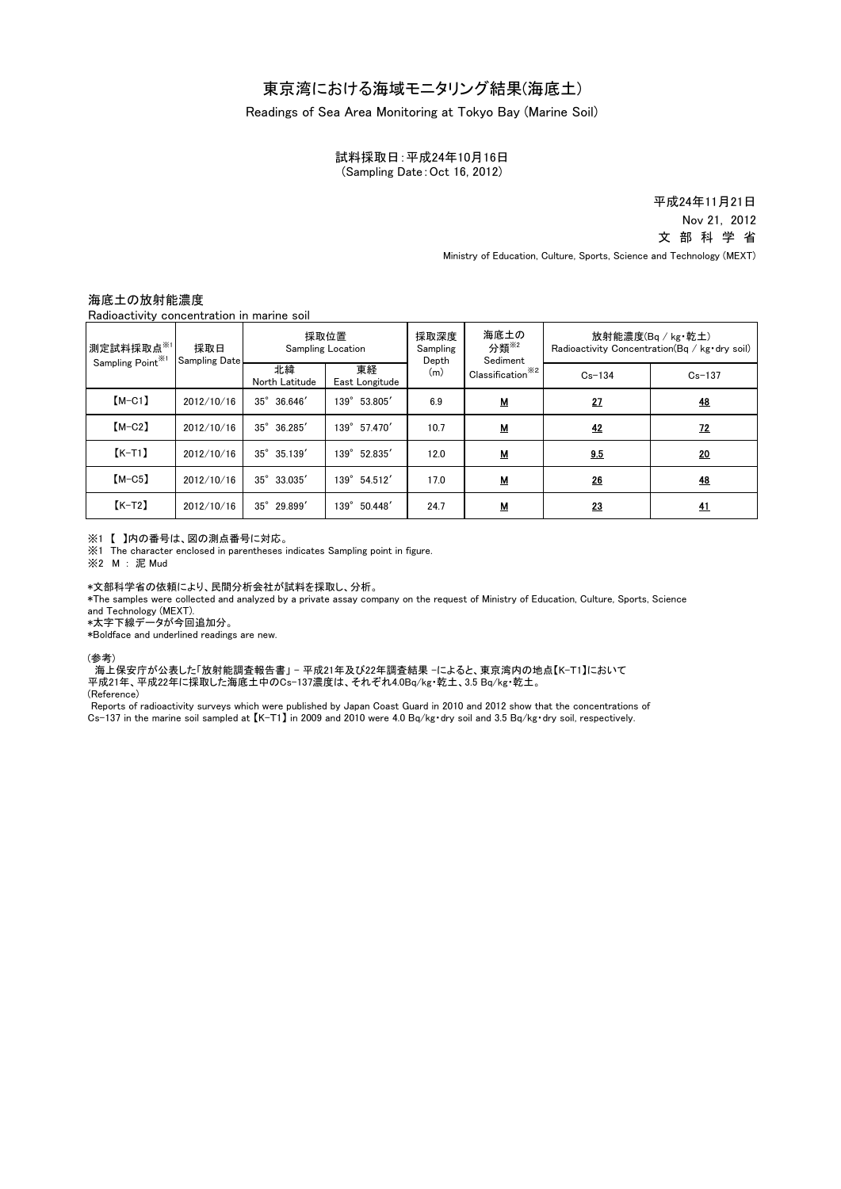# 東京湾における海域モニタリング結果(海底土)

Readings of Sea Area Monitoring at Tokyo Bay (Marine Soil)

試料採取日：平成24年10月16日
(Sampling Date：Oct 16, 2012)

平成24年11月21日
Nov 21, 2012
文 部 科 学 省
Ministry of Education, Culture, Sports, Science and Technology (MEXT)

## 海底土の放射能濃度

Radioactivity concentration in marine soil

| 測定試料採取点※1 Sampling Point※1 | 採取日 Sampling Date | 採取位置 Sampling Location | | 採取深度 Sampling Depth (m) | 海底土の分類※2 Sediment Classification※2 | 放射能濃度(Bq / kg・乾土) Radioactivity Concentration(Bq / kg・dry soil) | |
|---|---|---|---|---|---|---|---|
| | | 北緯 North Latitude | 東経 East Longitude | | | Cs-134 | Cs-137 |
| 【M-C1】 | 2012/10/16 | 35° 36.646′ | 139° 53.805′ | 6.9 | **M** | **27** | **48** |
| 【M-C2】 | 2012/10/16 | 35° 36.285′ | 139° 57.470′ | 10.7 | **M** | **42** | **72** |
| 【K-T1】 | 2012/10/16 | 35° 35.139′ | 139° 52.835′ | 12.0 | **M** | **9.5** | **20** |
| 【M-C5】 | 2012/10/16 | 35° 33.035′ | 139° 54.512′ | 17.0 | **M** | **26** | **48** |
| 【K-T2】 | 2012/10/16 | 35° 29.899′ | 139° 50.448′ | 24.7 | **M** | **23** | **41** |

※1 【 】内の番号は、図の測点番号に対応。
※1 The character enclosed in parentheses indicates Sampling point in figure.
※2 M : 泥 Mud

*文部科学省の依頼により、民間分析会社が試料を採取し、分析。
*The samples were collected and analyzed by a private assay company on the request of Ministry of Education, Culture, Sports, Science and Technology (MEXT).
*太字下線データが今回追加分。
*Boldface and underlined readings are new.

(参考)
海上保安庁が公表した「放射能調査報告書」 - 平成21年及び22年調査結果 -によると、東京湾内の地点【K-T1】において平成21年、平成22年に採取した海底土中のCs-137濃度は、それぞれ4.0Bq/kg・乾土、3.5 Bq/kg・乾土。
(Reference)
Reports of radioactivity surveys which were published by Japan Coast Guard in 2010 and 2012 show that the concentrations of Cs-137 in the marine soil sampled at 【K-T1】 in 2009 and 2010 were 4.0 Bq/kg・dry soil and 3.5 Bq/kg・dry soil, respectively.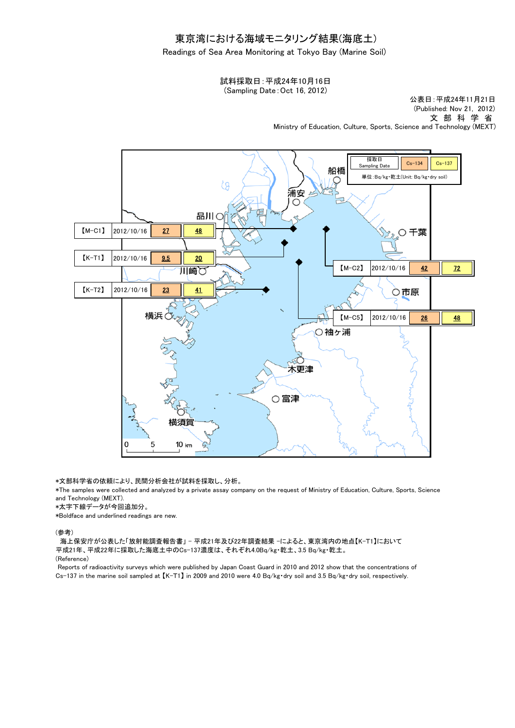# 東京湾における海域モニタリング結果(海底土)

Readings of Sea Area Monitoring at Tokyo Bay (Marine Soil)

試料採取日：平成24年10月16日
(Sampling Date：Oct 16, 2012)

公表日：平成24年11月21日
(Published: Nov 21, 2012)
文 部 科 学 省
Ministry of Education, Culture, Sports, Science and Technology (MEXT)

| 採取日 Sampling Date | Cs-134 | Cs-137 |
|---|---|---|

単位：Bq/kg・乾土(Unit: Bq/kg・dry soil)

| 地点 | 採取日 Sampling Date | Cs-134 | Cs-137 |
|---|---|---|---|
| 【M-C1】 | 2012/10/16 | **27** | **48** |
| 【K-T1】 | 2012/10/16 | **9.5** | **20** |
| 【K-T2】 | 2012/10/16 | **23** | **41** |
| 【M-C2】 | 2012/10/16 | **42** | **72** |
| 【M-C5】 | 2012/10/16 | **26** | **48** |

船橋
浦安
品川
千葉
川崎
市原
横浜
袖ケ浦
木更津
富津
横須賀
0 5 10 km

*文部科学省の依頼により、民間分析会社が試料を採取し、分析。
*The samples were collected and analyzed by a private assay company on the request of Ministry of Education, Culture, Sports, Science and Technology (MEXT).
*太字下線データが今回追加分。
*Boldface and underlined readings are new.

(参考)
海上保安庁が公表した「放射能調査報告書」 - 平成21年及び22年調査結果 -によると、東京湾内の地点【K-T1】において平成21年、平成22年に採取した海底土中のCs-137濃度は、それぞれ4.0Bq/kg・乾土、3.5 Bq/kg・乾土。
(Reference)
Reports of radioactivity surveys which were published by Japan Coast Guard in 2010 and 2012 show that the concentrations of Cs-137 in the marine soil sampled at 【K-T1】 in 2009 and 2010 were 4.0 Bq/kg・dry soil and 3.5 Bq/kg・dry soil, respectively.